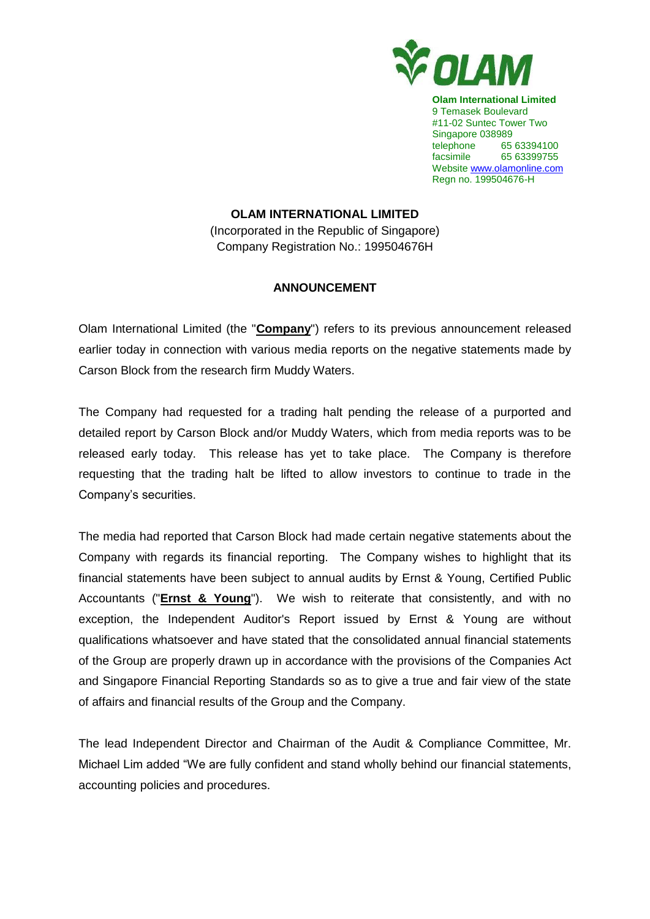**Olam International Limited**
9 Temasek Boulevard
#11-02 Suntec Tower Two
Singapore 038989
telephone 65 63394100
facsimile 65 63399755
Website www.olamonline.com
Regn no. 199504676-H

**OLAM INTERNATIONAL LIMITED**
(Incorporated in the Republic of Singapore)
Company Registration No.: 199504676H

**ANNOUNCEMENT**

Olam International Limited (the "**Company**") refers to its previous announcement released earlier today in connection with various media reports on the negative statements made by Carson Block from the research firm Muddy Waters.

The Company had requested for a trading halt pending the release of a purported and detailed report by Carson Block and/or Muddy Waters, which from media reports was to be released early today. This release has yet to take place. The Company is therefore requesting that the trading halt be lifted to allow investors to continue to trade in the Company's securities.

The media had reported that Carson Block had made certain negative statements about the Company with regards its financial reporting. The Company wishes to highlight that its financial statements have been subject to annual audits by Ernst & Young, Certified Public Accountants ("**Ernst & Young**"). We wish to reiterate that consistently, and with no exception, the Independent Auditor's Report issued by Ernst & Young are without qualifications whatsoever and have stated that the consolidated annual financial statements of the Group are properly drawn up in accordance with the provisions of the Companies Act and Singapore Financial Reporting Standards so as to give a true and fair view of the state of affairs and financial results of the Group and the Company.

The lead Independent Director and Chairman of the Audit & Compliance Committee, Mr. Michael Lim added "We are fully confident and stand wholly behind our financial statements, accounting policies and procedures.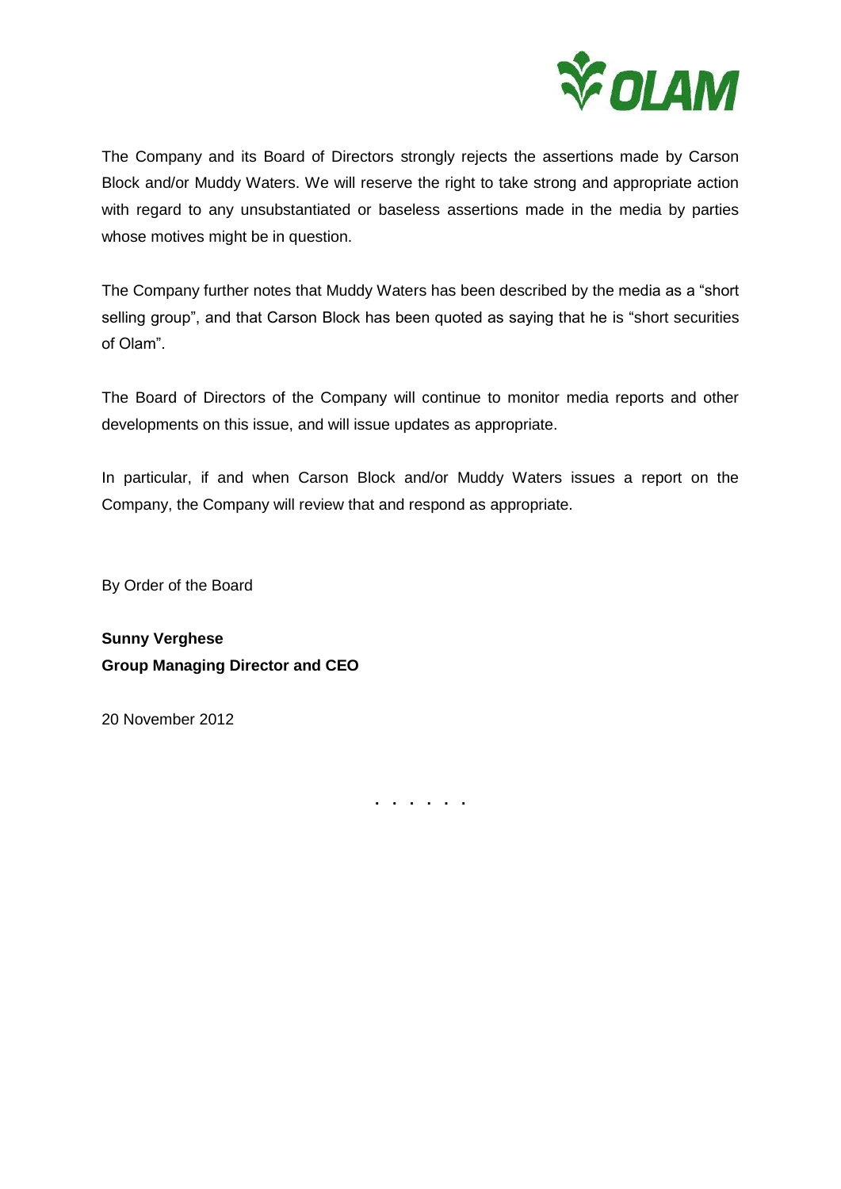The Company and its Board of Directors strongly rejects the assertions made by Carson Block and/or Muddy Waters. We will reserve the right to take strong and appropriate action with regard to any unsubstantiated or baseless assertions made in the media by parties whose motives might be in question.

The Company further notes that Muddy Waters has been described by the media as a "short selling group", and that Carson Block has been quoted as saying that he is "short securities of Olam".

The Board of Directors of the Company will continue to monitor media reports and other developments on this issue, and will issue updates as appropriate.

In particular, if and when Carson Block and/or Muddy Waters issues a report on the Company, the Company will review that and respond as appropriate.

By Order of the Board

**Sunny Verghese**
**Group Managing Director and CEO**

20 November 2012

. . . . . .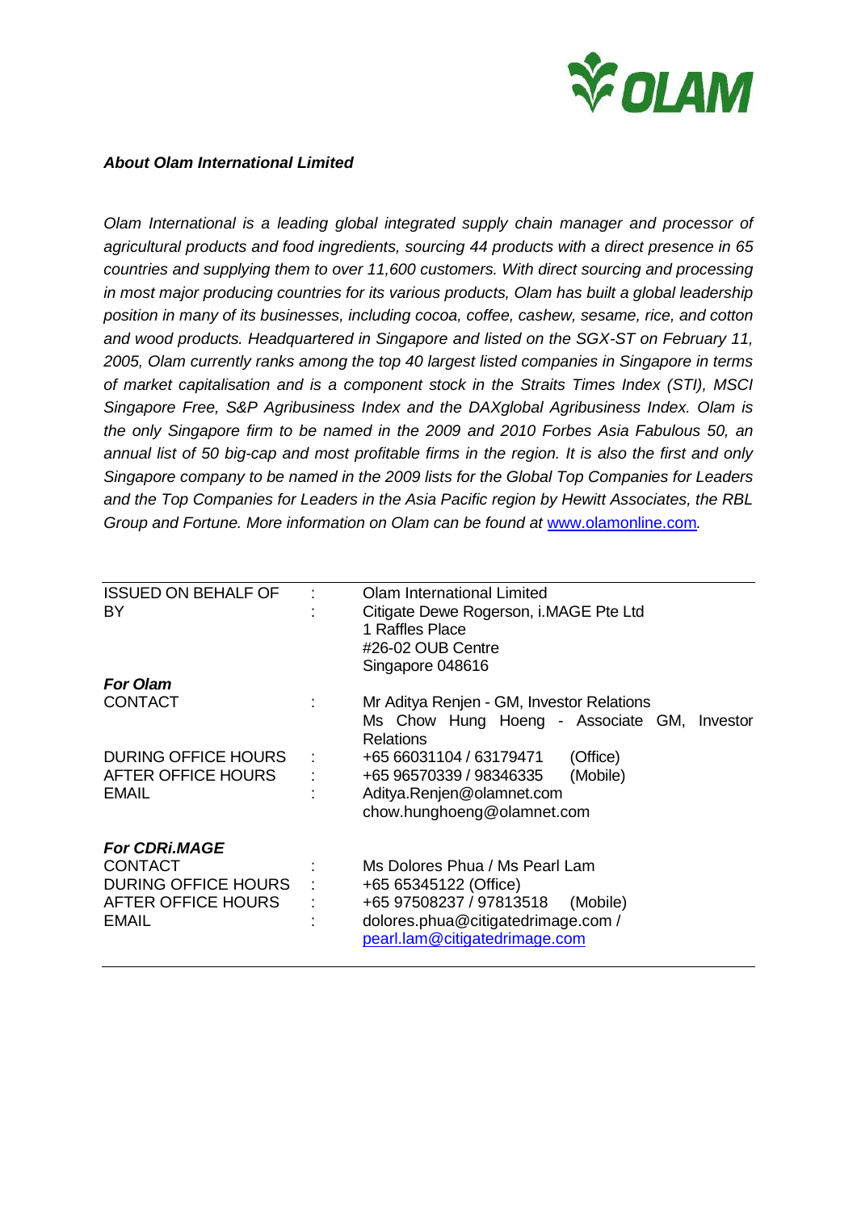### *About Olam International Limited*

*Olam International is a leading global integrated supply chain manager and processor of agricultural products and food ingredients, sourcing 44 products with a direct presence in 65 countries and supplying them to over 11,600 customers. With direct sourcing and processing in most major producing countries for its various products, Olam has built a global leadership position in many of its businesses, including cocoa, coffee, cashew, sesame, rice, and cotton and wood products. Headquartered in Singapore and listed on the SGX-ST on February 11, 2005, Olam currently ranks among the top 40 largest listed companies in Singapore in terms of market capitalisation and is a component stock in the Straits Times Index (STI), MSCI Singapore Free, S&P Agribusiness Index and the DAXglobal Agribusiness Index. Olam is the only Singapore firm to be named in the 2009 and 2010 Forbes Asia Fabulous 50, an annual list of 50 big-cap and most profitable firms in the region. It is also the first and only Singapore company to be named in the 2009 lists for the Global Top Companies for Leaders and the Top Companies for Leaders in the Asia Pacific region by Hewitt Associates, the RBL Group and Fortune. More information on Olam can be found at* www.olamonline.com.

| | | |
|---|---|---|
| ISSUED ON BEHALF OF | : | Olam International Limited |
| BY | : | Citigate Dewe Rogerson, i.MAGE Pte Ltd<br>1 Raffles Place<br>#26-02 OUB Centre<br>Singapore 048616 |
| ***For Olam*** | | |
| CONTACT | : | Mr Aditya Renjen - GM, Investor Relations<br>Ms Chow Hung Hoeng - Associate GM, Investor Relations |
| DURING OFFICE HOURS | : | +65 66031104 / 63179471 (Office) |
| AFTER OFFICE HOURS | : | +65 96570339 / 98346335 (Mobile) |
| EMAIL | : | Aditya.Renjen@olamnet.com<br>chow.hunghoeng@olamnet.com |
| ***For CDRi.MAGE*** | | |
| CONTACT | : | Ms Dolores Phua / Ms Pearl Lam |
| DURING OFFICE HOURS | : | +65 65345122 (Office) |
| AFTER OFFICE HOURS | : | +65 97508237 / 97813518 (Mobile) |
| EMAIL | : | dolores.phua@citigatedrimage.com /<br>pearl.lam@citigatedrimage.com |